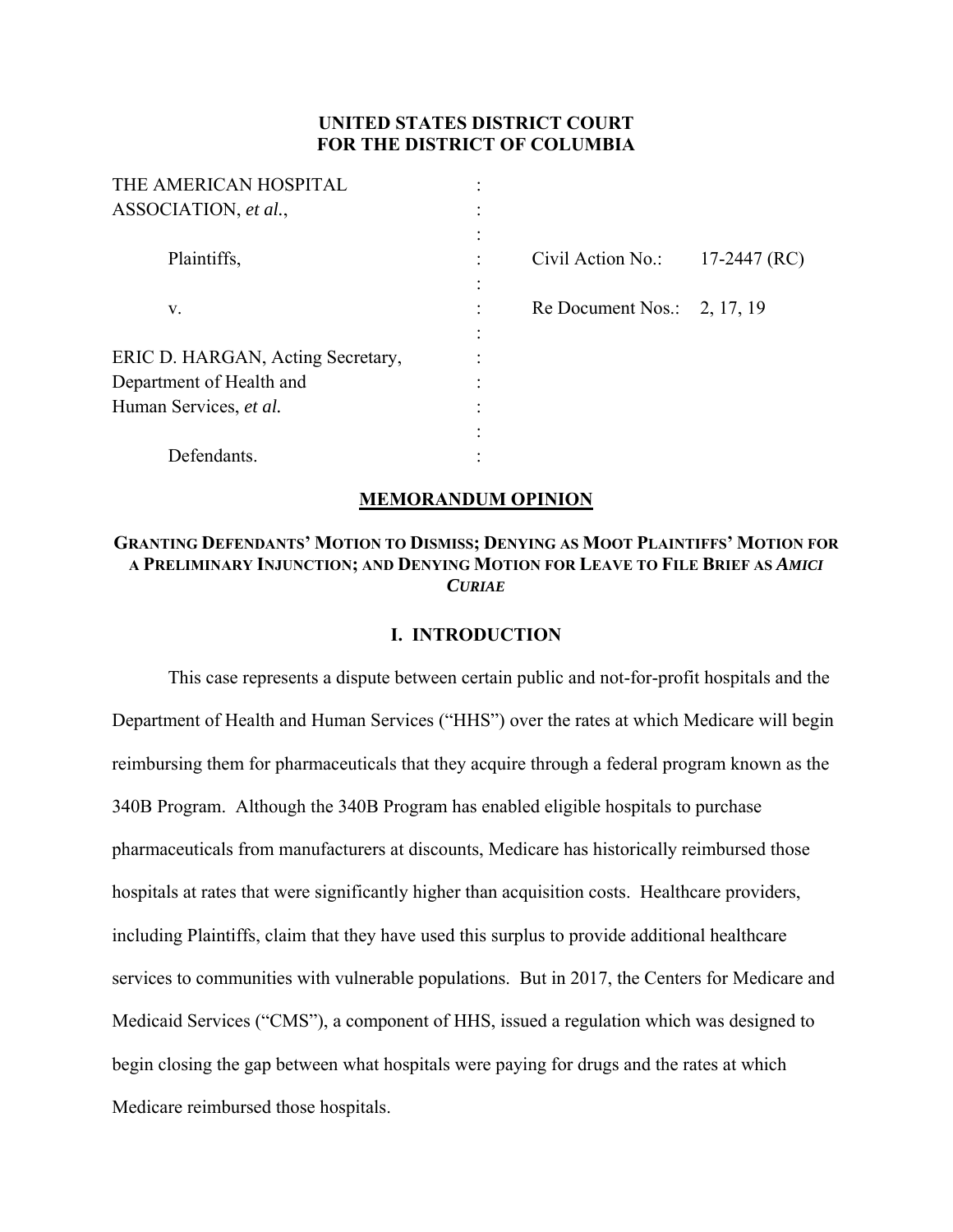**UNITED STATES DISTRICT COURT**
**FOR THE DISTRICT OF COLUMBIA**

| | | | |
|---|---|---|---|
| THE AMERICAN HOSPITAL ASSOCIATION, *et al.*, | : | | |
| Plaintiffs, | : | Civil Action No.: | 17-2447 (RC) |
| v. | : | Re Document Nos.: | 2, 17, 19 |
| ERIC D. HARGAN, Acting Secretary, Department of Health and Human Services, *et al.* | : | | |
| Defendants. | : | | |

## MEMORANDUM OPINION

### GRANTING DEFENDANTS' MOTION TO DISMISS; DENYING AS MOOT PLAINTIFFS' MOTION FOR A PRELIMINARY INJUNCTION; AND DENYING MOTION FOR LEAVE TO FILE BRIEF AS *AMICI CURIAE*

### I. INTRODUCTION

This case represents a dispute between certain public and not-for-profit hospitals and the Department of Health and Human Services ("HHS") over the rates at which Medicare will begin reimbursing them for pharmaceuticals that they acquire through a federal program known as the 340B Program. Although the 340B Program has enabled eligible hospitals to purchase pharmaceuticals from manufacturers at discounts, Medicare has historically reimbursed those hospitals at rates that were significantly higher than acquisition costs. Healthcare providers, including Plaintiffs, claim that they have used this surplus to provide additional healthcare services to communities with vulnerable populations. But in 2017, the Centers for Medicare and Medicaid Services ("CMS"), a component of HHS, issued a regulation which was designed to begin closing the gap between what hospitals were paying for drugs and the rates at which Medicare reimbursed those hospitals.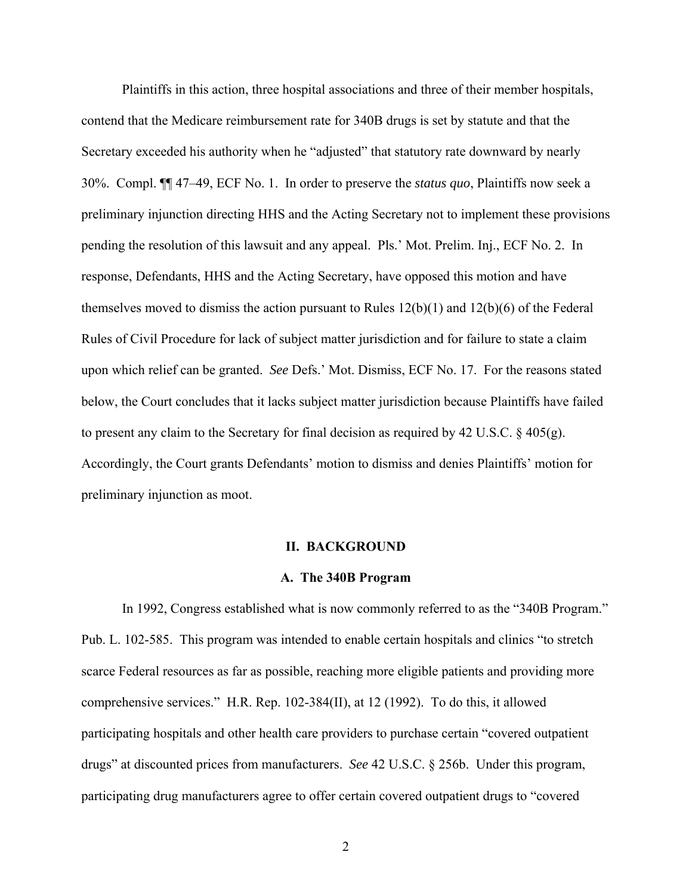Plaintiffs in this action, three hospital associations and three of their member hospitals, contend that the Medicare reimbursement rate for 340B drugs is set by statute and that the Secretary exceeded his authority when he "adjusted" that statutory rate downward by nearly 30%. Compl. ¶¶ 47–49, ECF No. 1. In order to preserve the *status quo*, Plaintiffs now seek a preliminary injunction directing HHS and the Acting Secretary not to implement these provisions pending the resolution of this lawsuit and any appeal. Pls.' Mot. Prelim. Inj., ECF No. 2. In response, Defendants, HHS and the Acting Secretary, have opposed this motion and have themselves moved to dismiss the action pursuant to Rules 12(b)(1) and 12(b)(6) of the Federal Rules of Civil Procedure for lack of subject matter jurisdiction and for failure to state a claim upon which relief can be granted. *See* Defs.' Mot. Dismiss, ECF No. 17. For the reasons stated below, the Court concludes that it lacks subject matter jurisdiction because Plaintiffs have failed to present any claim to the Secretary for final decision as required by 42 U.S.C. § 405(g). Accordingly, the Court grants Defendants' motion to dismiss and denies Plaintiffs' motion for preliminary injunction as moot.

## II. BACKGROUND

### A. The 340B Program

In 1992, Congress established what is now commonly referred to as the "340B Program." Pub. L. 102-585. This program was intended to enable certain hospitals and clinics "to stretch scarce Federal resources as far as possible, reaching more eligible patients and providing more comprehensive services." H.R. Rep. 102-384(II), at 12 (1992). To do this, it allowed participating hospitals and other health care providers to purchase certain "covered outpatient drugs" at discounted prices from manufacturers. *See* 42 U.S.C. § 256b. Under this program, participating drug manufacturers agree to offer certain covered outpatient drugs to "covered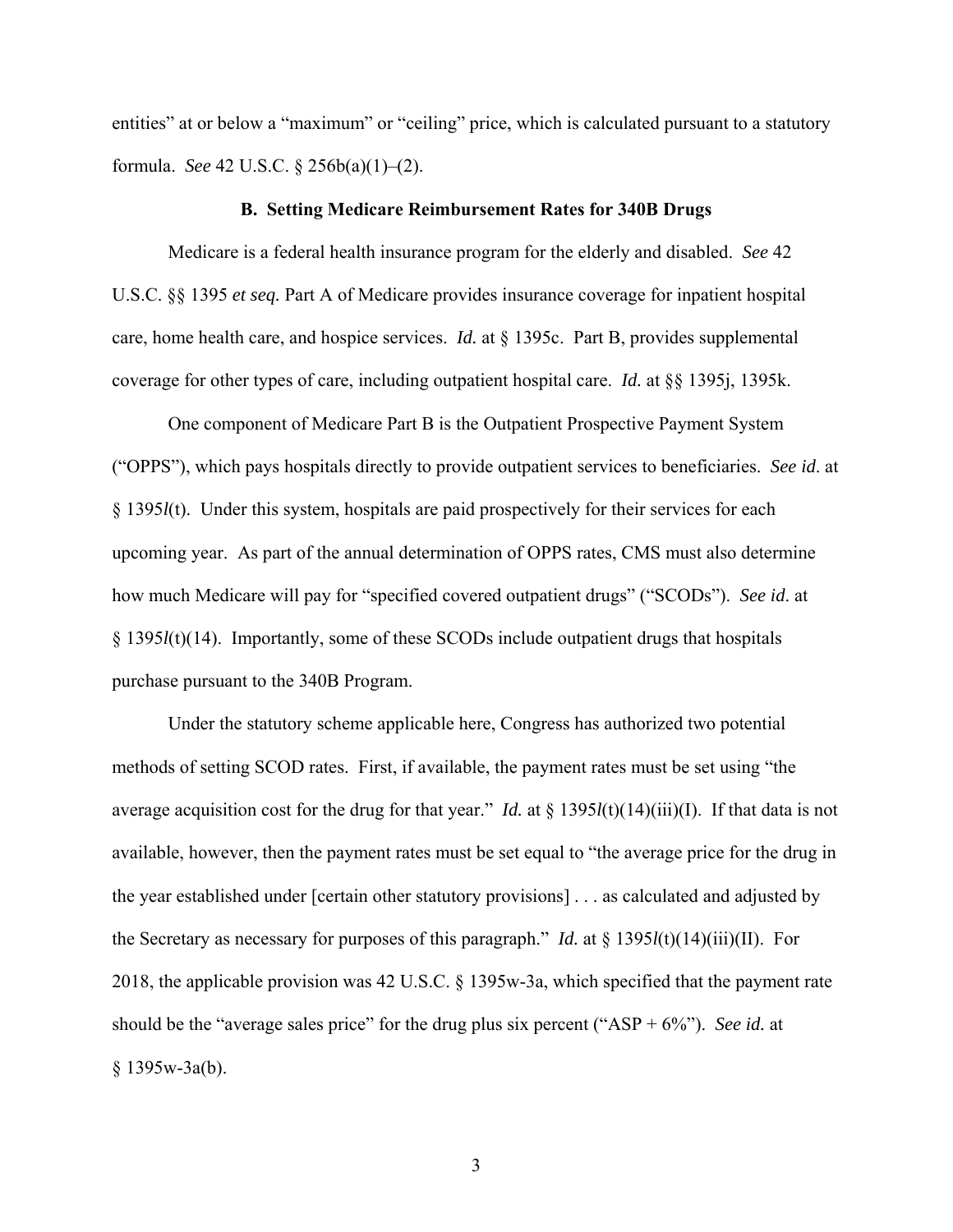entities" at or below a "maximum" or "ceiling" price, which is calculated pursuant to a statutory formula. *See* 42 U.S.C. § 256b(a)(1)–(2).

### B. Setting Medicare Reimbursement Rates for 340B Drugs

Medicare is a federal health insurance program for the elderly and disabled. *See* 42 U.S.C. §§ 1395 *et seq.* Part A of Medicare provides insurance coverage for inpatient hospital care, home health care, and hospice services. *Id.* at § 1395c. Part B, provides supplemental coverage for other types of care, including outpatient hospital care. *Id.* at §§ 1395j, 1395k.

One component of Medicare Part B is the Outpatient Prospective Payment System ("OPPS"), which pays hospitals directly to provide outpatient services to beneficiaries. *See id.* at § 1395*l*(t). Under this system, hospitals are paid prospectively for their services for each upcoming year. As part of the annual determination of OPPS rates, CMS must also determine how much Medicare will pay for "specified covered outpatient drugs" ("SCODs"). *See id.* at § 1395*l*(t)(14). Importantly, some of these SCODs include outpatient drugs that hospitals purchase pursuant to the 340B Program.

Under the statutory scheme applicable here, Congress has authorized two potential methods of setting SCOD rates. First, if available, the payment rates must be set using "the average acquisition cost for the drug for that year." *Id.* at § 1395*l*(t)(14)(iii)(I). If that data is not available, however, then the payment rates must be set equal to "the average price for the drug in the year established under [certain other statutory provisions] . . . as calculated and adjusted by the Secretary as necessary for purposes of this paragraph." *Id.* at § 1395*l*(t)(14)(iii)(II). For 2018, the applicable provision was 42 U.S.C. § 1395w-3a, which specified that the payment rate should be the "average sales price" for the drug plus six percent ("ASP + 6%"). *See id.* at § 1395w-3a(b).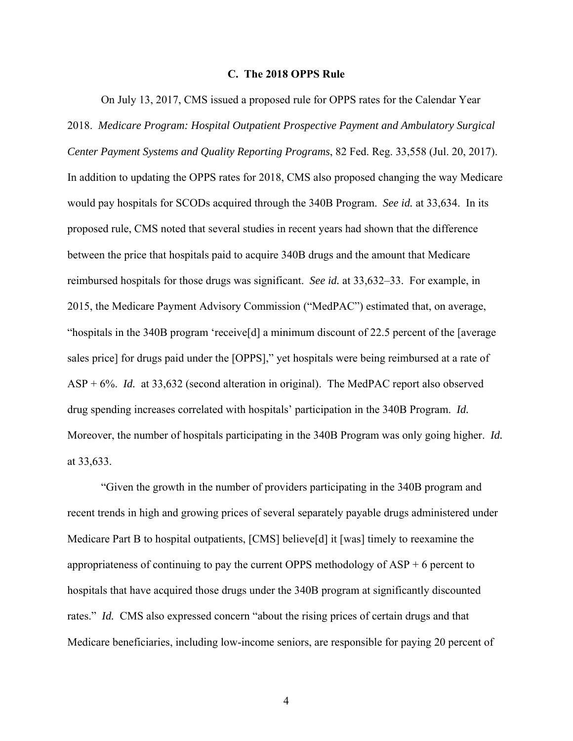### C. The 2018 OPPS Rule

On July 13, 2017, CMS issued a proposed rule for OPPS rates for the Calendar Year 2018. *Medicare Program: Hospital Outpatient Prospective Payment and Ambulatory Surgical Center Payment Systems and Quality Reporting Programs*, 82 Fed. Reg. 33,558 (Jul. 20, 2017). In addition to updating the OPPS rates for 2018, CMS also proposed changing the way Medicare would pay hospitals for SCODs acquired through the 340B Program. *See id.* at 33,634. In its proposed rule, CMS noted that several studies in recent years had shown that the difference between the price that hospitals paid to acquire 340B drugs and the amount that Medicare reimbursed hospitals for those drugs was significant. *See id.* at 33,632–33. For example, in 2015, the Medicare Payment Advisory Commission ("MedPAC") estimated that, on average, "hospitals in the 340B program 'receive[d] a minimum discount of 22.5 percent of the [average sales price] for drugs paid under the [OPPS]," yet hospitals were being reimbursed at a rate of ASP + 6%. *Id.* at 33,632 (second alteration in original). The MedPAC report also observed drug spending increases correlated with hospitals' participation in the 340B Program. *Id.* Moreover, the number of hospitals participating in the 340B Program was only going higher. *Id.* at 33,633.

"Given the growth in the number of providers participating in the 340B program and recent trends in high and growing prices of several separately payable drugs administered under Medicare Part B to hospital outpatients, [CMS] believe[d] it [was] timely to reexamine the appropriateness of continuing to pay the current OPPS methodology of ASP + 6 percent to hospitals that have acquired those drugs under the 340B program at significantly discounted rates." *Id.* CMS also expressed concern "about the rising prices of certain drugs and that Medicare beneficiaries, including low-income seniors, are responsible for paying 20 percent of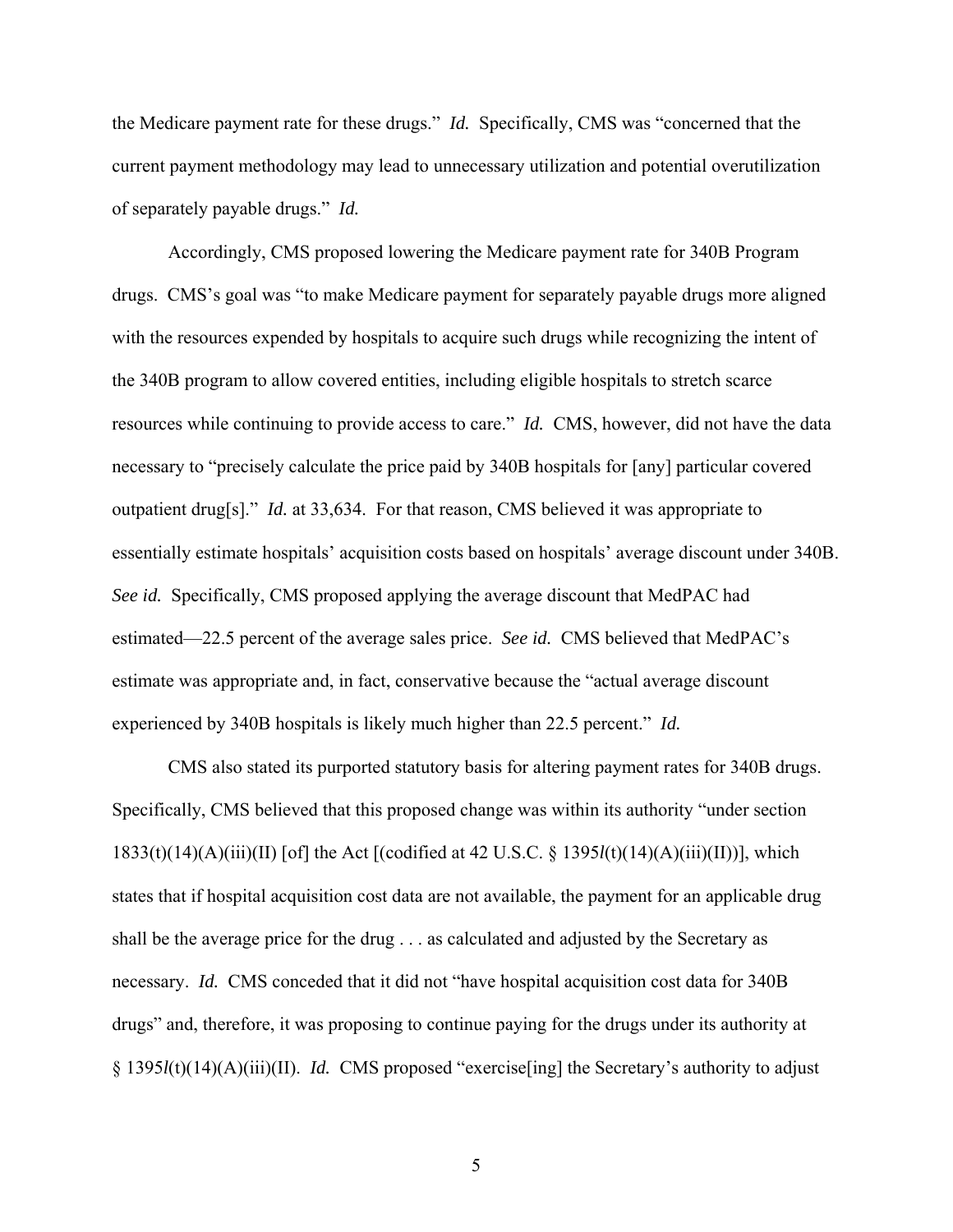the Medicare payment rate for these drugs." *Id.* Specifically, CMS was "concerned that the current payment methodology may lead to unnecessary utilization and potential overutilization of separately payable drugs." *Id.*

Accordingly, CMS proposed lowering the Medicare payment rate for 340B Program drugs. CMS's goal was "to make Medicare payment for separately payable drugs more aligned with the resources expended by hospitals to acquire such drugs while recognizing the intent of the 340B program to allow covered entities, including eligible hospitals to stretch scarce resources while continuing to provide access to care." *Id.* CMS, however, did not have the data necessary to "precisely calculate the price paid by 340B hospitals for [any] particular covered outpatient drug[s]." *Id.* at 33,634. For that reason, CMS believed it was appropriate to essentially estimate hospitals' acquisition costs based on hospitals' average discount under 340B. *See id.* Specifically, CMS proposed applying the average discount that MedPAC had estimated—22.5 percent of the average sales price. *See id.* CMS believed that MedPAC's estimate was appropriate and, in fact, conservative because the "actual average discount experienced by 340B hospitals is likely much higher than 22.5 percent." *Id.*

CMS also stated its purported statutory basis for altering payment rates for 340B drugs. Specifically, CMS believed that this proposed change was within its authority "under section 1833(t)(14)(A)(iii)(II) [of] the Act [(codified at 42 U.S.C. § 1395*l*(t)(14)(A)(iii)(II))], which states that if hospital acquisition cost data are not available, the payment for an applicable drug shall be the average price for the drug . . . as calculated and adjusted by the Secretary as necessary. *Id.* CMS conceded that it did not "have hospital acquisition cost data for 340B drugs" and, therefore, it was proposing to continue paying for the drugs under its authority at § 1395*l*(t)(14)(A)(iii)(II). *Id.* CMS proposed "exercise[ing] the Secretary's authority to adjust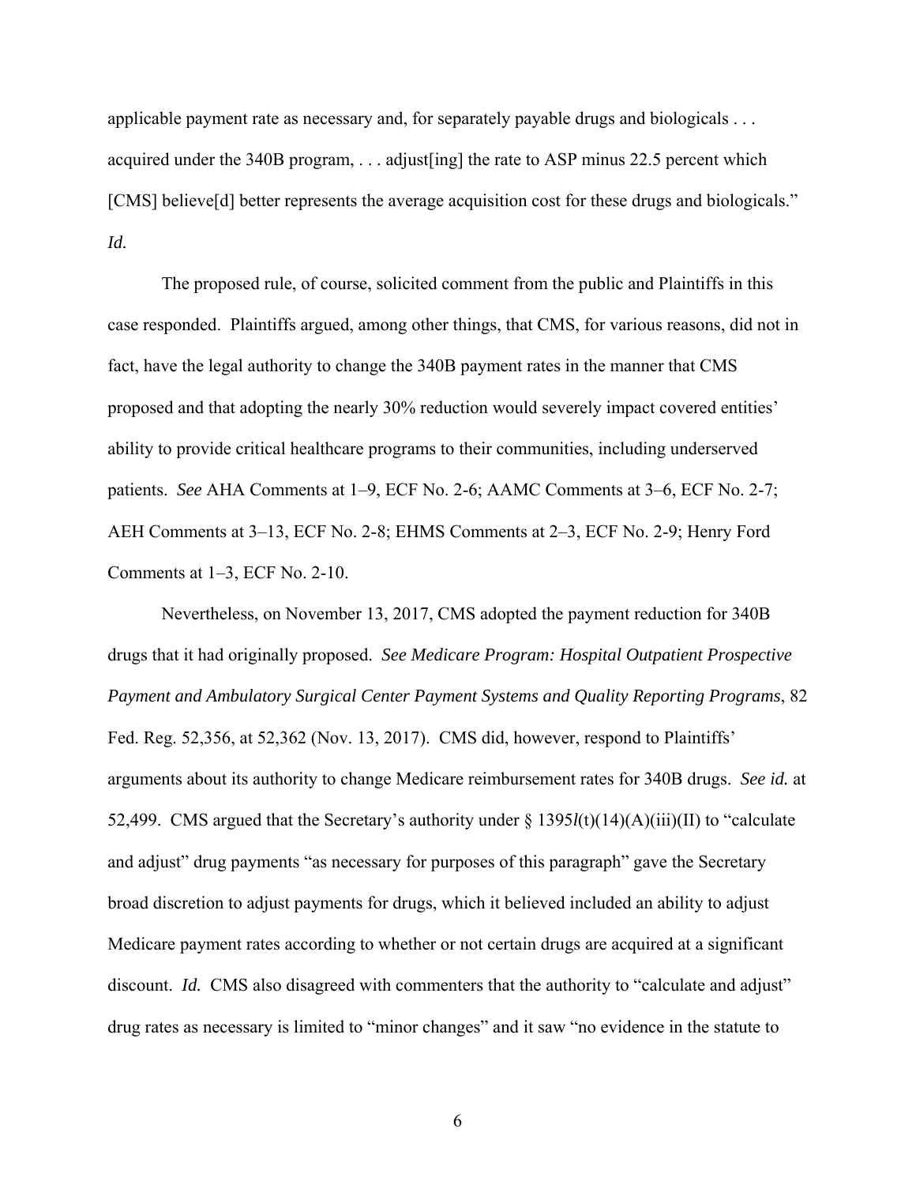applicable payment rate as necessary and, for separately payable drugs and biologicals . . . acquired under the 340B program, . . . adjust[ing] the rate to ASP minus 22.5 percent which [CMS] believe[d] better represents the average acquisition cost for these drugs and biologicals." *Id.*

The proposed rule, of course, solicited comment from the public and Plaintiffs in this case responded. Plaintiffs argued, among other things, that CMS, for various reasons, did not in fact, have the legal authority to change the 340B payment rates in the manner that CMS proposed and that adopting the nearly 30% reduction would severely impact covered entities' ability to provide critical healthcare programs to their communities, including underserved patients. *See* AHA Comments at 1–9, ECF No. 2-6; AAMC Comments at 3–6, ECF No. 2-7; AEH Comments at 3–13, ECF No. 2-8; EHMS Comments at 2–3, ECF No. 2-9; Henry Ford Comments at 1–3, ECF No. 2-10.

Nevertheless, on November 13, 2017, CMS adopted the payment reduction for 340B drugs that it had originally proposed. *See Medicare Program: Hospital Outpatient Prospective Payment and Ambulatory Surgical Center Payment Systems and Quality Reporting Programs*, 82 Fed. Reg. 52,356, at 52,362 (Nov. 13, 2017). CMS did, however, respond to Plaintiffs' arguments about its authority to change Medicare reimbursement rates for 340B drugs. *See id.* at 52,499. CMS argued that the Secretary's authority under § 1395*l*(t)(14)(A)(iii)(II) to "calculate and adjust" drug payments "as necessary for purposes of this paragraph" gave the Secretary broad discretion to adjust payments for drugs, which it believed included an ability to adjust Medicare payment rates according to whether or not certain drugs are acquired at a significant discount. *Id.* CMS also disagreed with commenters that the authority to "calculate and adjust" drug rates as necessary is limited to "minor changes" and it saw "no evidence in the statute to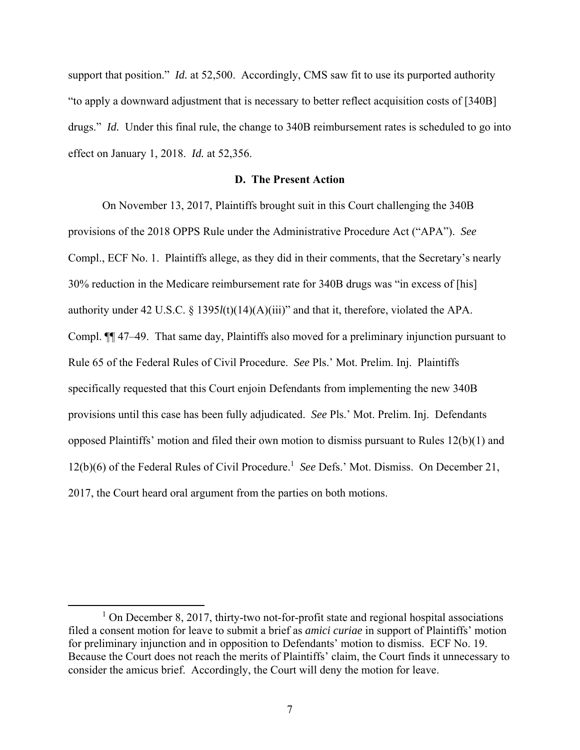support that position." *Id.* at 52,500. Accordingly, CMS saw fit to use its purported authority "to apply a downward adjustment that is necessary to better reflect acquisition costs of [340B] drugs." *Id.* Under this final rule, the change to 340B reimbursement rates is scheduled to go into effect on January 1, 2018. *Id.* at 52,356.

### D. The Present Action

On November 13, 2017, Plaintiffs brought suit in this Court challenging the 340B provisions of the 2018 OPPS Rule under the Administrative Procedure Act ("APA"). *See* Compl., ECF No. 1. Plaintiffs allege, as they did in their comments, that the Secretary's nearly 30% reduction in the Medicare reimbursement rate for 340B drugs was "in excess of [his] authority under 42 U.S.C. § 1395*l*(t)(14)(A)(iii)" and that it, therefore, violated the APA. Compl. ¶¶ 47–49. That same day, Plaintiffs also moved for a preliminary injunction pursuant to Rule 65 of the Federal Rules of Civil Procedure. *See* Pls.' Mot. Prelim. Inj. Plaintiffs specifically requested that this Court enjoin Defendants from implementing the new 340B provisions until this case has been fully adjudicated. *See* Pls.' Mot. Prelim. Inj. Defendants opposed Plaintiffs' motion and filed their own motion to dismiss pursuant to Rules 12(b)(1) and 12(b)(6) of the Federal Rules of Civil Procedure.[1] *See* Defs.' Mot. Dismiss. On December 21, 2017, the Court heard oral argument from the parties on both motions.

---

[1] On December 8, 2017, thirty-two not-for-profit state and regional hospital associations filed a consent motion for leave to submit a brief as *amici curiae* in support of Plaintiffs' motion for preliminary injunction and in opposition to Defendants' motion to dismiss. ECF No. 19. Because the Court does not reach the merits of Plaintiffs' claim, the Court finds it unnecessary to consider the amicus brief. Accordingly, the Court will deny the motion for leave.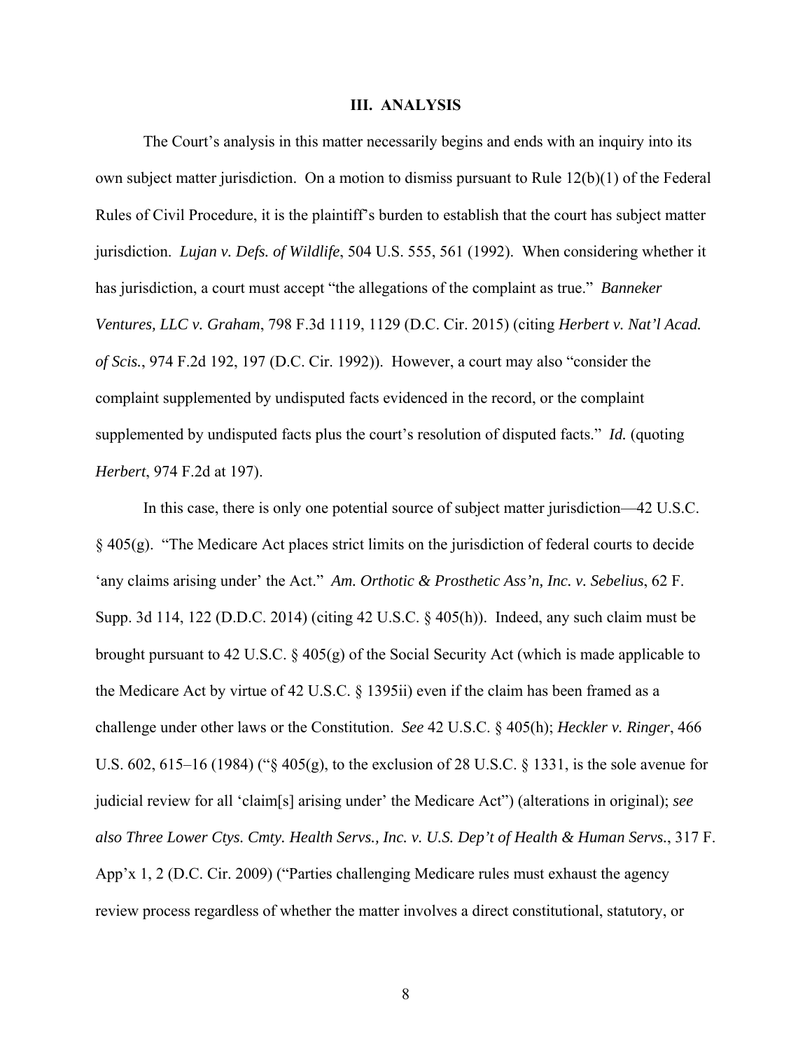## III. ANALYSIS

The Court's analysis in this matter necessarily begins and ends with an inquiry into its own subject matter jurisdiction. On a motion to dismiss pursuant to Rule 12(b)(1) of the Federal Rules of Civil Procedure, it is the plaintiff's burden to establish that the court has subject matter jurisdiction. *Lujan v. Defs. of Wildlife*, 504 U.S. 555, 561 (1992). When considering whether it has jurisdiction, a court must accept "the allegations of the complaint as true." *Banneker Ventures, LLC v. Graham*, 798 F.3d 1119, 1129 (D.C. Cir. 2015) (citing *Herbert v. Nat'l Acad. of Scis.*, 974 F.2d 192, 197 (D.C. Cir. 1992)). However, a court may also "consider the complaint supplemented by undisputed facts evidenced in the record, or the complaint supplemented by undisputed facts plus the court's resolution of disputed facts." *Id.* (quoting *Herbert*, 974 F.2d at 197).

In this case, there is only one potential source of subject matter jurisdiction—42 U.S.C. § 405(g). "The Medicare Act places strict limits on the jurisdiction of federal courts to decide 'any claims arising under' the Act." *Am. Orthotic & Prosthetic Ass'n, Inc. v. Sebelius*, 62 F. Supp. 3d 114, 122 (D.D.C. 2014) (citing 42 U.S.C. § 405(h)). Indeed, any such claim must be brought pursuant to 42 U.S.C. § 405(g) of the Social Security Act (which is made applicable to the Medicare Act by virtue of 42 U.S.C. § 1395ii) even if the claim has been framed as a challenge under other laws or the Constitution. *See* 42 U.S.C. § 405(h); *Heckler v. Ringer*, 466 U.S. 602, 615–16 (1984) ("§ 405(g), to the exclusion of 28 U.S.C. § 1331, is the sole avenue for judicial review for all 'claim[s] arising under' the Medicare Act") (alterations in original); *see also Three Lower Ctys. Cmty. Health Servs., Inc. v. U.S. Dep't of Health & Human Servs.*, 317 F. App'x 1, 2 (D.C. Cir. 2009) ("Parties challenging Medicare rules must exhaust the agency review process regardless of whether the matter involves a direct constitutional, statutory, or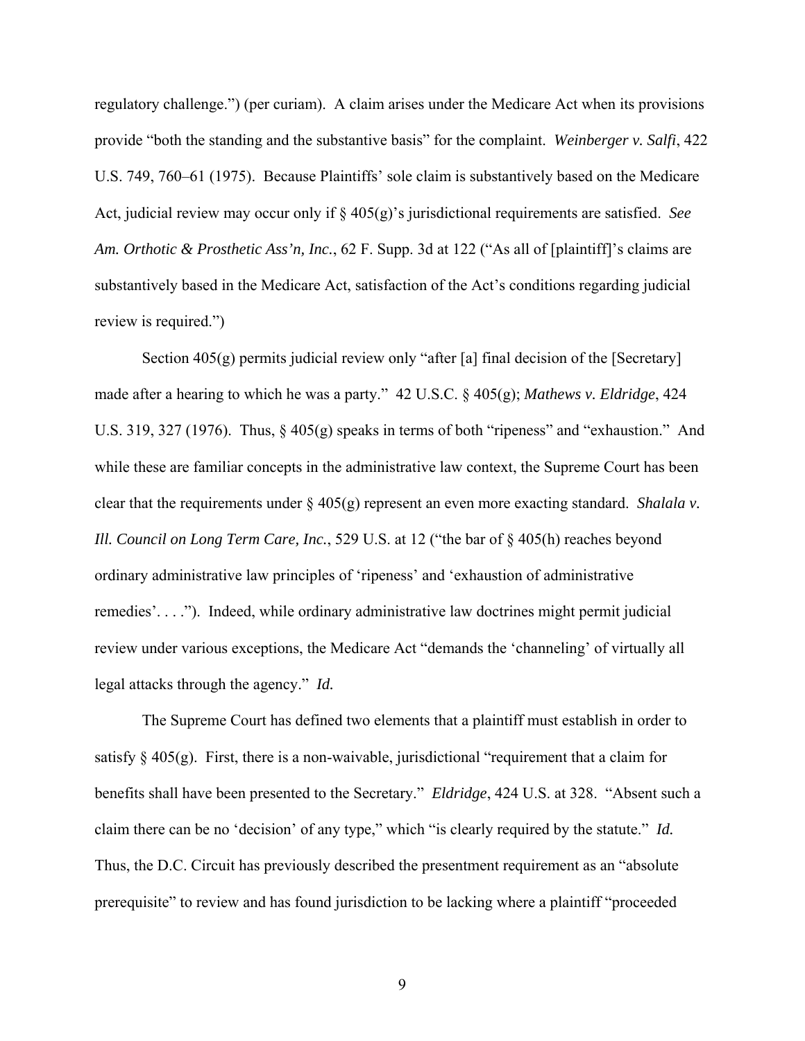regulatory challenge.") (per curiam). A claim arises under the Medicare Act when its provisions provide "both the standing and the substantive basis" for the complaint. *Weinberger v. Salfi*, 422 U.S. 749, 760–61 (1975). Because Plaintiffs' sole claim is substantively based on the Medicare Act, judicial review may occur only if § 405(g)'s jurisdictional requirements are satisfied. *See Am. Orthotic & Prosthetic Ass'n, Inc.*, 62 F. Supp. 3d at 122 ("As all of [plaintiff]'s claims are substantively based in the Medicare Act, satisfaction of the Act's conditions regarding judicial review is required.")

Section 405(g) permits judicial review only "after [a] final decision of the [Secretary] made after a hearing to which he was a party." 42 U.S.C. § 405(g); *Mathews v. Eldridge*, 424 U.S. 319, 327 (1976). Thus, § 405(g) speaks in terms of both "ripeness" and "exhaustion." And while these are familiar concepts in the administrative law context, the Supreme Court has been clear that the requirements under § 405(g) represent an even more exacting standard. *Shalala v. Ill. Council on Long Term Care, Inc.*, 529 U.S. at 12 ("the bar of § 405(h) reaches beyond ordinary administrative law principles of 'ripeness' and 'exhaustion of administrative remedies'. . . ."). Indeed, while ordinary administrative law doctrines might permit judicial review under various exceptions, the Medicare Act "demands the 'channeling' of virtually all legal attacks through the agency." *Id.*

The Supreme Court has defined two elements that a plaintiff must establish in order to satisfy § 405(g). First, there is a non-waivable, jurisdictional "requirement that a claim for benefits shall have been presented to the Secretary." *Eldridge*, 424 U.S. at 328. "Absent such a claim there can be no 'decision' of any type," which "is clearly required by the statute." *Id.* Thus, the D.C. Circuit has previously described the presentment requirement as an "absolute prerequisite" to review and has found jurisdiction to be lacking where a plaintiff "proceeded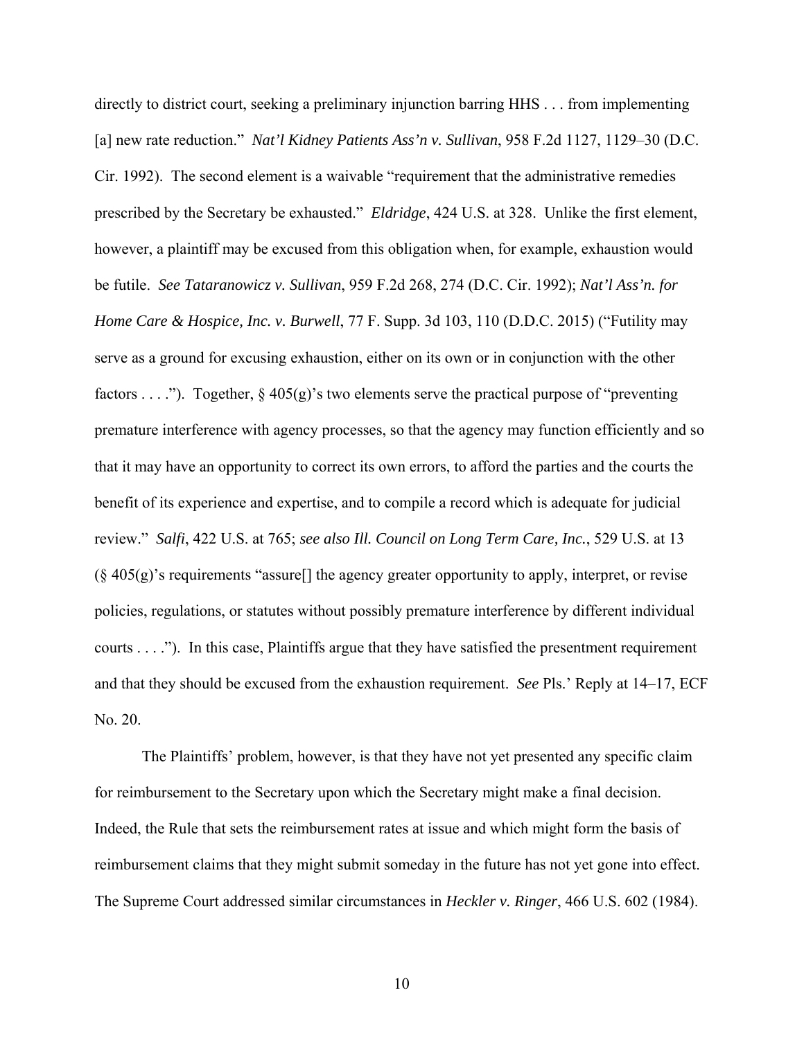directly to district court, seeking a preliminary injunction barring HHS . . . from implementing [a] new rate reduction." *Nat'l Kidney Patients Ass'n v. Sullivan*, 958 F.2d 1127, 1129–30 (D.C. Cir. 1992). The second element is a waivable "requirement that the administrative remedies prescribed by the Secretary be exhausted." *Eldridge*, 424 U.S. at 328. Unlike the first element, however, a plaintiff may be excused from this obligation when, for example, exhaustion would be futile. *See Tataranowicz v. Sullivan*, 959 F.2d 268, 274 (D.C. Cir. 1992); *Nat'l Ass'n. for Home Care & Hospice, Inc. v. Burwell*, 77 F. Supp. 3d 103, 110 (D.D.C. 2015) ("Futility may serve as a ground for excusing exhaustion, either on its own or in conjunction with the other factors . . . ."). Together, § 405(g)'s two elements serve the practical purpose of "preventing premature interference with agency processes, so that the agency may function efficiently and so that it may have an opportunity to correct its own errors, to afford the parties and the courts the benefit of its experience and expertise, and to compile a record which is adequate for judicial review." *Salfi*, 422 U.S. at 765; *see also Ill. Council on Long Term Care, Inc.*, 529 U.S. at 13 (§ 405(g)'s requirements "assure[] the agency greater opportunity to apply, interpret, or revise policies, regulations, or statutes without possibly premature interference by different individual courts . . . ."). In this case, Plaintiffs argue that they have satisfied the presentment requirement and that they should be excused from the exhaustion requirement. *See* Pls.' Reply at 14–17, ECF No. 20.

The Plaintiffs' problem, however, is that they have not yet presented any specific claim for reimbursement to the Secretary upon which the Secretary might make a final decision. Indeed, the Rule that sets the reimbursement rates at issue and which might form the basis of reimbursement claims that they might submit someday in the future has not yet gone into effect. The Supreme Court addressed similar circumstances in *Heckler v. Ringer*, 466 U.S. 602 (1984).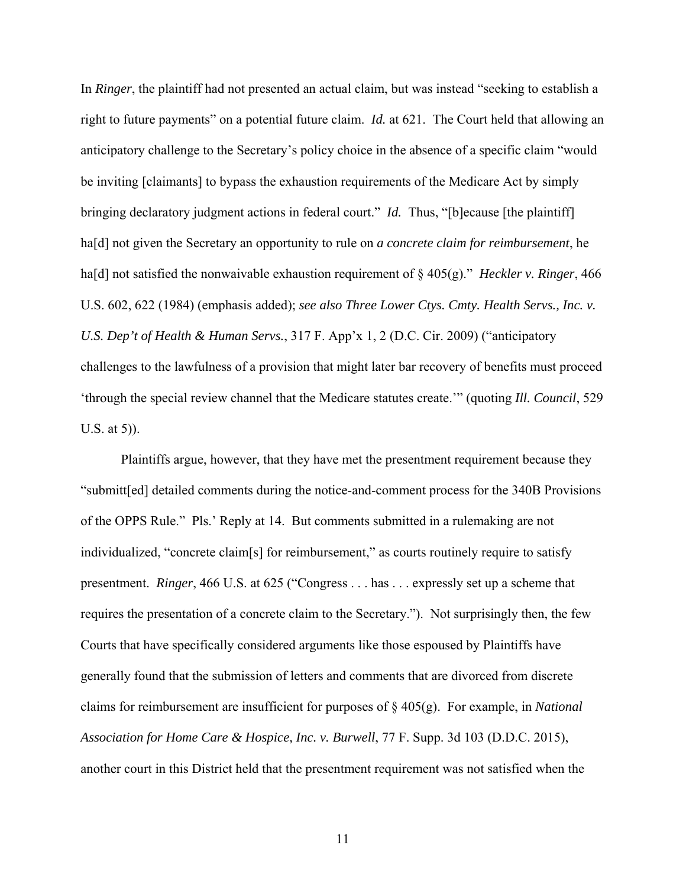In *Ringer*, the plaintiff had not presented an actual claim, but was instead "seeking to establish a right to future payments" on a potential future claim. *Id.* at 621. The Court held that allowing an anticipatory challenge to the Secretary's policy choice in the absence of a specific claim "would be inviting [claimants] to bypass the exhaustion requirements of the Medicare Act by simply bringing declaratory judgment actions in federal court." *Id.* Thus, "[b]ecause [the plaintiff] ha[d] not given the Secretary an opportunity to rule on *a concrete claim for reimbursement*, he ha[d] not satisfied the nonwaivable exhaustion requirement of § 405(g)." *Heckler v. Ringer*, 466 U.S. 602, 622 (1984) (emphasis added); *see also Three Lower Ctys. Cmty. Health Servs., Inc. v. U.S. Dep't of Health & Human Servs.*, 317 F. App'x 1, 2 (D.C. Cir. 2009) ("anticipatory challenges to the lawfulness of a provision that might later bar recovery of benefits must proceed 'through the special review channel that the Medicare statutes create.'" (quoting *Ill. Council*, 529 U.S. at 5)).

Plaintiffs argue, however, that they have met the presentment requirement because they "submitt[ed] detailed comments during the notice-and-comment process for the 340B Provisions of the OPPS Rule." Pls.' Reply at 14. But comments submitted in a rulemaking are not individualized, "concrete claim[s] for reimbursement," as courts routinely require to satisfy presentment. *Ringer*, 466 U.S. at 625 ("Congress . . . has . . . expressly set up a scheme that requires the presentation of a concrete claim to the Secretary."). Not surprisingly then, the few Courts that have specifically considered arguments like those espoused by Plaintiffs have generally found that the submission of letters and comments that are divorced from discrete claims for reimbursement are insufficient for purposes of § 405(g). For example, in *National Association for Home Care & Hospice, Inc. v. Burwell*, 77 F. Supp. 3d 103 (D.D.C. 2015), another court in this District held that the presentment requirement was not satisfied when the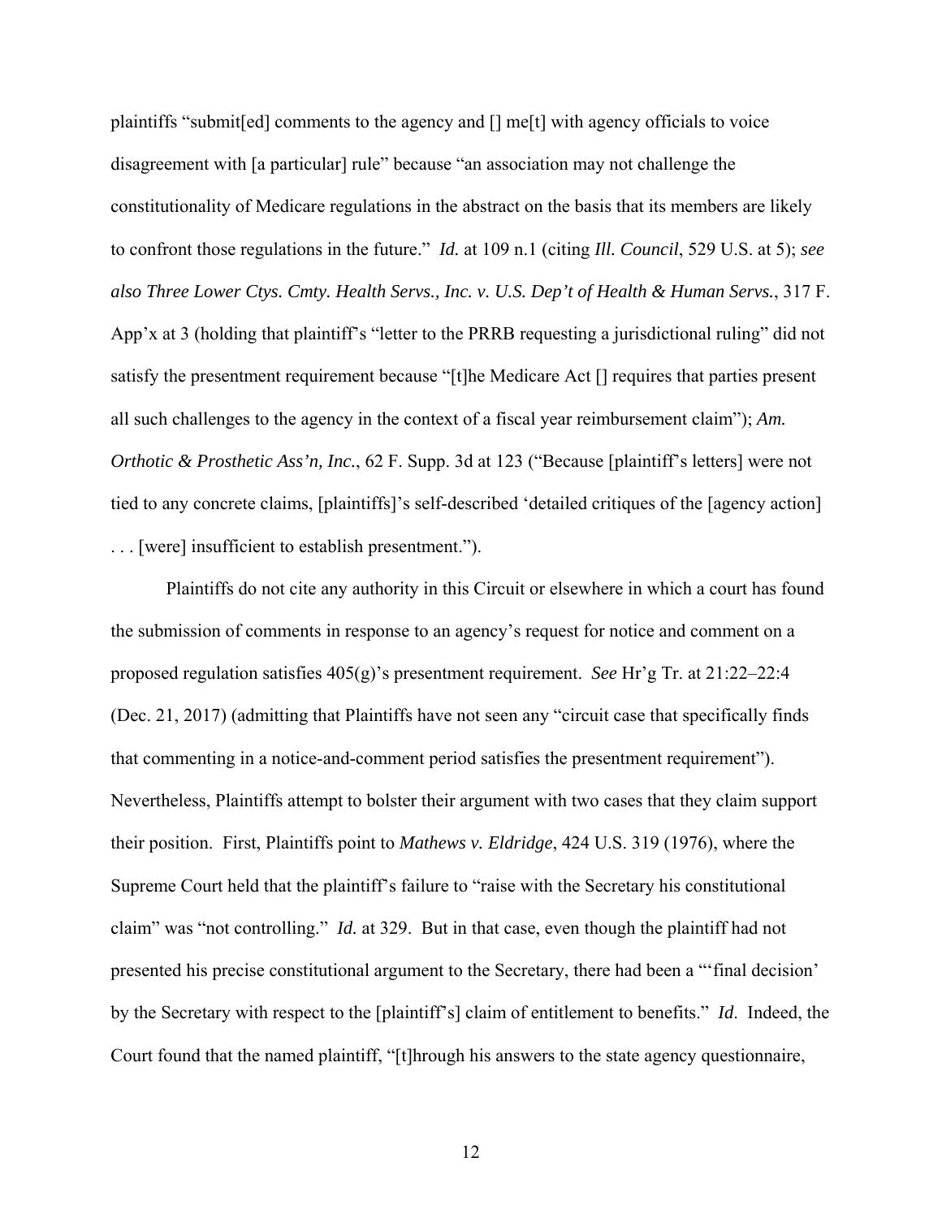plaintiffs "submit[ed] comments to the agency and [] me[t] with agency officials to voice disagreement with [a particular] rule" because "an association may not challenge the constitutionality of Medicare regulations in the abstract on the basis that its members are likely to confront those regulations in the future." *Id.* at 109 n.1 (citing *Ill. Council*, 529 U.S. at 5); *see also Three Lower Ctys. Cmty. Health Servs., Inc. v. U.S. Dep't of Health & Human Servs.*, 317 F. App'x at 3 (holding that plaintiff's "letter to the PRRB requesting a jurisdictional ruling" did not satisfy the presentment requirement because "[t]he Medicare Act [] requires that parties present all such challenges to the agency in the context of a fiscal year reimbursement claim"); *Am. Orthotic & Prosthetic Ass'n, Inc.*, 62 F. Supp. 3d at 123 ("Because [plaintiff's letters] were not tied to any concrete claims, [plaintiffs]'s self-described 'detailed critiques of the [agency action] . . . [were] insufficient to establish presentment.").

Plaintiffs do not cite any authority in this Circuit or elsewhere in which a court has found the submission of comments in response to an agency's request for notice and comment on a proposed regulation satisfies 405(g)'s presentment requirement. *See* Hr'g Tr. at 21:22–22:4 (Dec. 21, 2017) (admitting that Plaintiffs have not seen any "circuit case that specifically finds that commenting in a notice-and-comment period satisfies the presentment requirement"). Nevertheless, Plaintiffs attempt to bolster their argument with two cases that they claim support their position. First, Plaintiffs point to *Mathews v. Eldridge*, 424 U.S. 319 (1976), where the Supreme Court held that the plaintiff's failure to "raise with the Secretary his constitutional claim" was "not controlling." *Id.* at 329. But in that case, even though the plaintiff had not presented his precise constitutional argument to the Secretary, there had been a "'final decision' by the Secretary with respect to the [plaintiff's] claim of entitlement to benefits." *Id*. Indeed, the Court found that the named plaintiff, "[t]hrough his answers to the state agency questionnaire,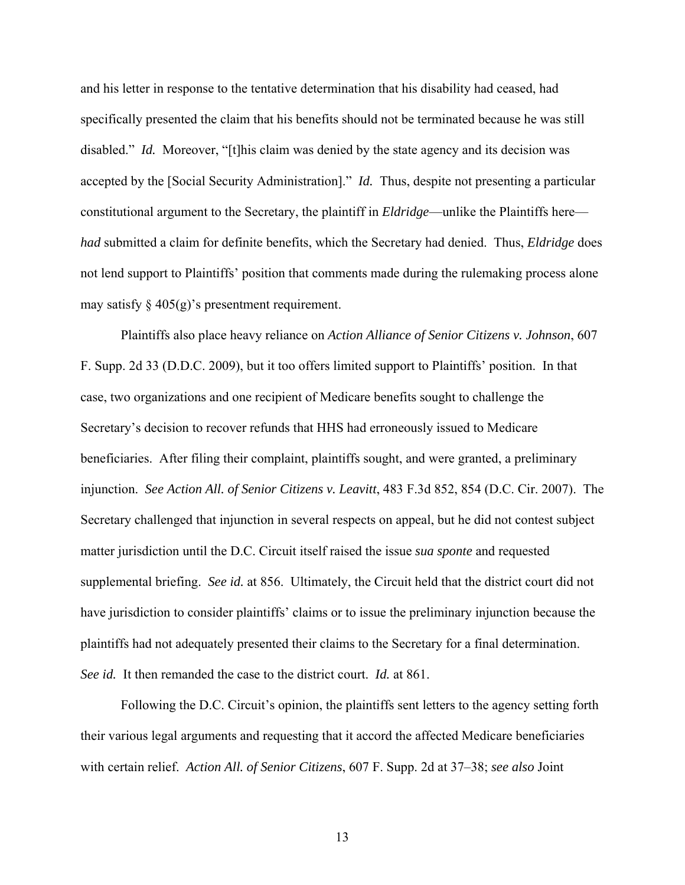and his letter in response to the tentative determination that his disability had ceased, had specifically presented the claim that his benefits should not be terminated because he was still disabled." *Id.* Moreover, "[t]his claim was denied by the state agency and its decision was accepted by the [Social Security Administration]." *Id.* Thus, despite not presenting a particular constitutional argument to the Secretary, the plaintiff in *Eldridge*—unlike the Plaintiffs here—*had* submitted a claim for definite benefits, which the Secretary had denied. Thus, *Eldridge* does not lend support to Plaintiffs' position that comments made during the rulemaking process alone may satisfy § 405(g)'s presentment requirement.

Plaintiffs also place heavy reliance on *Action Alliance of Senior Citizens v. Johnson*, 607 F. Supp. 2d 33 (D.D.C. 2009), but it too offers limited support to Plaintiffs' position. In that case, two organizations and one recipient of Medicare benefits sought to challenge the Secretary's decision to recover refunds that HHS had erroneously issued to Medicare beneficiaries. After filing their complaint, plaintiffs sought, and were granted, a preliminary injunction. *See Action All. of Senior Citizens v. Leavitt*, 483 F.3d 852, 854 (D.C. Cir. 2007). The Secretary challenged that injunction in several respects on appeal, but he did not contest subject matter jurisdiction until the D.C. Circuit itself raised the issue *sua sponte* and requested supplemental briefing. *See id.* at 856. Ultimately, the Circuit held that the district court did not have jurisdiction to consider plaintiffs' claims or to issue the preliminary injunction because the plaintiffs had not adequately presented their claims to the Secretary for a final determination. *See id.* It then remanded the case to the district court. *Id.* at 861.

Following the D.C. Circuit's opinion, the plaintiffs sent letters to the agency setting forth their various legal arguments and requesting that it accord the affected Medicare beneficiaries with certain relief. *Action All. of Senior Citizens*, 607 F. Supp. 2d at 37–38; *see also* Joint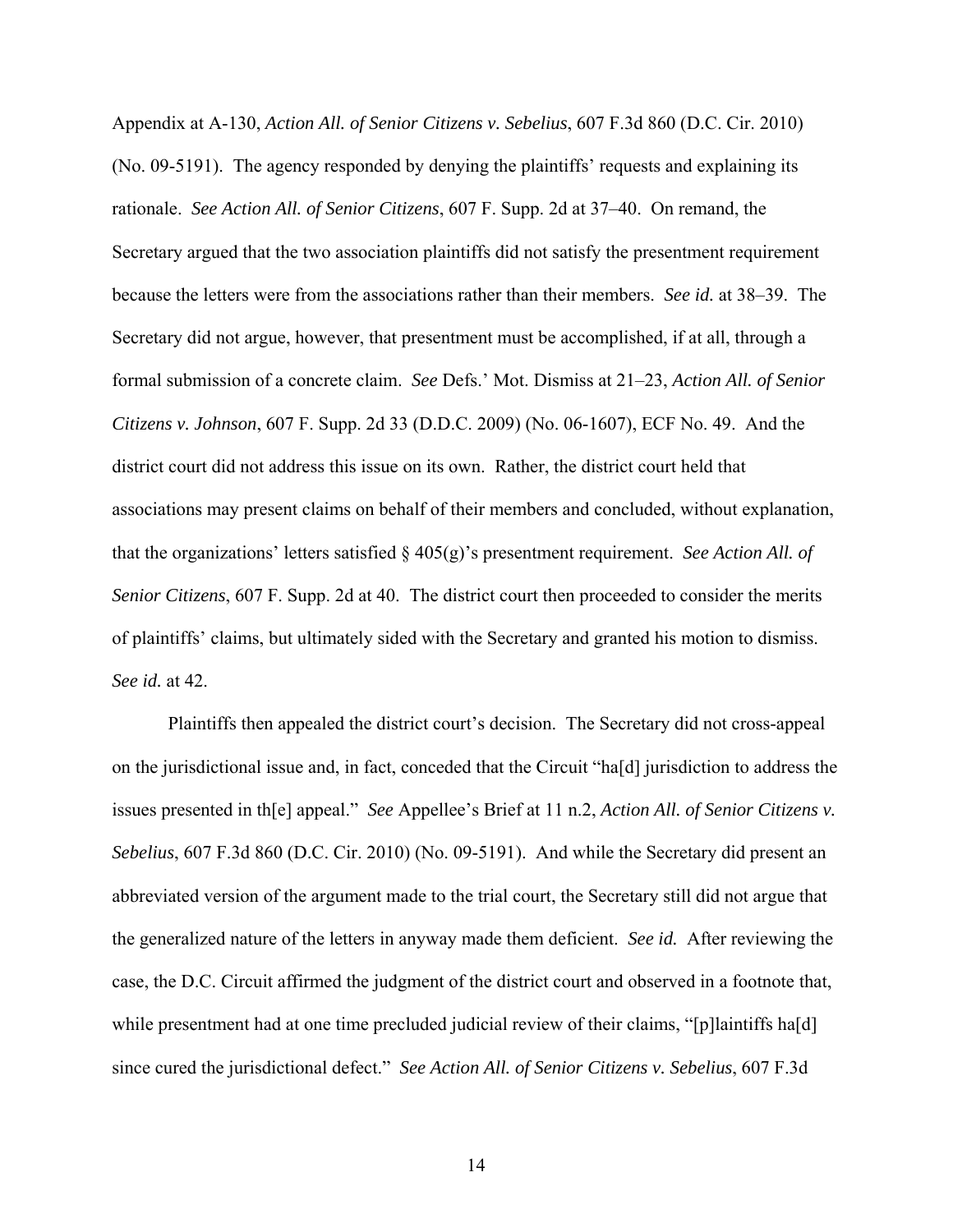Appendix at A-130, *Action All. of Senior Citizens v. Sebelius*, 607 F.3d 860 (D.C. Cir. 2010) (No. 09-5191). The agency responded by denying the plaintiffs' requests and explaining its rationale. *See Action All. of Senior Citizens*, 607 F. Supp. 2d at 37–40. On remand, the Secretary argued that the two association plaintiffs did not satisfy the presentment requirement because the letters were from the associations rather than their members. *See id.* at 38–39. The Secretary did not argue, however, that presentment must be accomplished, if at all, through a formal submission of a concrete claim. *See* Defs.' Mot. Dismiss at 21–23, *Action All. of Senior Citizens v. Johnson*, 607 F. Supp. 2d 33 (D.D.C. 2009) (No. 06-1607), ECF No. 49. And the district court did not address this issue on its own. Rather, the district court held that associations may present claims on behalf of their members and concluded, without explanation, that the organizations' letters satisfied § 405(g)'s presentment requirement. *See Action All. of Senior Citizens*, 607 F. Supp. 2d at 40. The district court then proceeded to consider the merits of plaintiffs' claims, but ultimately sided with the Secretary and granted his motion to dismiss. *See id.* at 42.

Plaintiffs then appealed the district court's decision. The Secretary did not cross-appeal on the jurisdictional issue and, in fact, conceded that the Circuit "ha[d] jurisdiction to address the issues presented in th[e] appeal." *See* Appellee's Brief at 11 n.2, *Action All. of Senior Citizens v. Sebelius*, 607 F.3d 860 (D.C. Cir. 2010) (No. 09-5191). And while the Secretary did present an abbreviated version of the argument made to the trial court, the Secretary still did not argue that the generalized nature of the letters in anyway made them deficient. *See id.* After reviewing the case, the D.C. Circuit affirmed the judgment of the district court and observed in a footnote that, while presentment had at one time precluded judicial review of their claims, "[p]laintiffs ha[d] since cured the jurisdictional defect." *See Action All. of Senior Citizens v. Sebelius*, 607 F.3d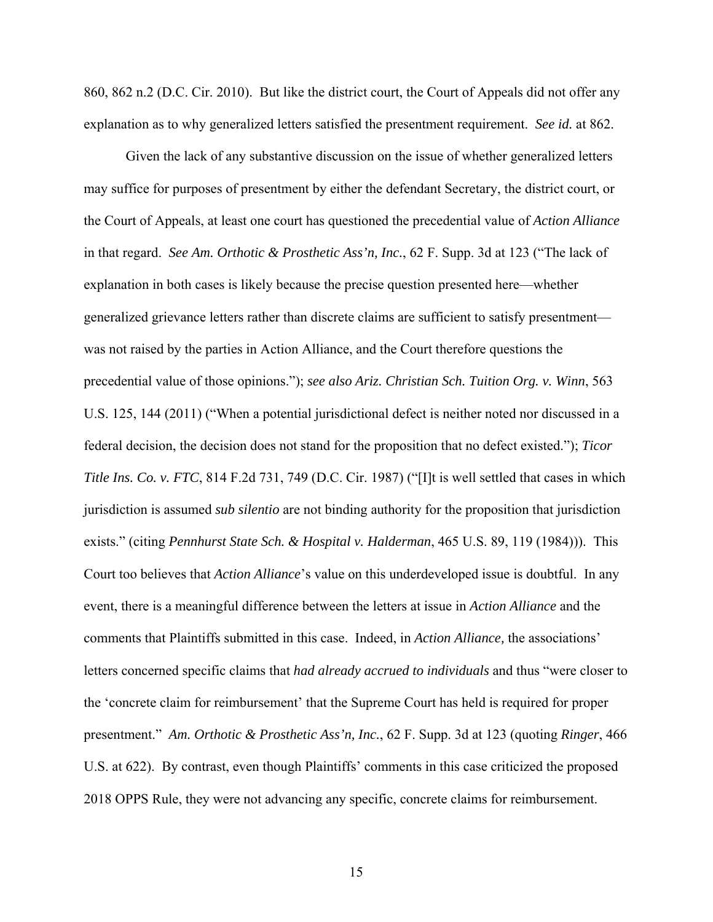860, 862 n.2 (D.C. Cir. 2010). But like the district court, the Court of Appeals did not offer any explanation as to why generalized letters satisfied the presentment requirement. *See id.* at 862.

Given the lack of any substantive discussion on the issue of whether generalized letters may suffice for purposes of presentment by either the defendant Secretary, the district court, or the Court of Appeals, at least one court has questioned the precedential value of *Action Alliance* in that regard. *See Am. Orthotic & Prosthetic Ass'n, Inc.*, 62 F. Supp. 3d at 123 ("The lack of explanation in both cases is likely because the precise question presented here—whether generalized grievance letters rather than discrete claims are sufficient to satisfy presentment—was not raised by the parties in Action Alliance, and the Court therefore questions the precedential value of those opinions."); *see also Ariz. Christian Sch. Tuition Org. v. Winn*, 563 U.S. 125, 144 (2011) ("When a potential jurisdictional defect is neither noted nor discussed in a federal decision, the decision does not stand for the proposition that no defect existed."); *Ticor Title Ins. Co. v. FTC*, 814 F.2d 731, 749 (D.C. Cir. 1987) ("[I]t is well settled that cases in which jurisdiction is assumed *sub silentio* are not binding authority for the proposition that jurisdiction exists." (citing *Pennhurst State Sch. & Hospital v. Halderman*, 465 U.S. 89, 119 (1984))). This Court too believes that *Action Alliance*'s value on this underdeveloped issue is doubtful. In any event, there is a meaningful difference between the letters at issue in *Action Alliance* and the comments that Plaintiffs submitted in this case. Indeed, in *Action Alliance,* the associations' letters concerned specific claims that *had already accrued to individuals* and thus "were closer to the 'concrete claim for reimbursement' that the Supreme Court has held is required for proper presentment." *Am. Orthotic & Prosthetic Ass'n, Inc.*, 62 F. Supp. 3d at 123 (quoting *Ringer*, 466 U.S. at 622). By contrast, even though Plaintiffs' comments in this case criticized the proposed 2018 OPPS Rule, they were not advancing any specific, concrete claims for reimbursement.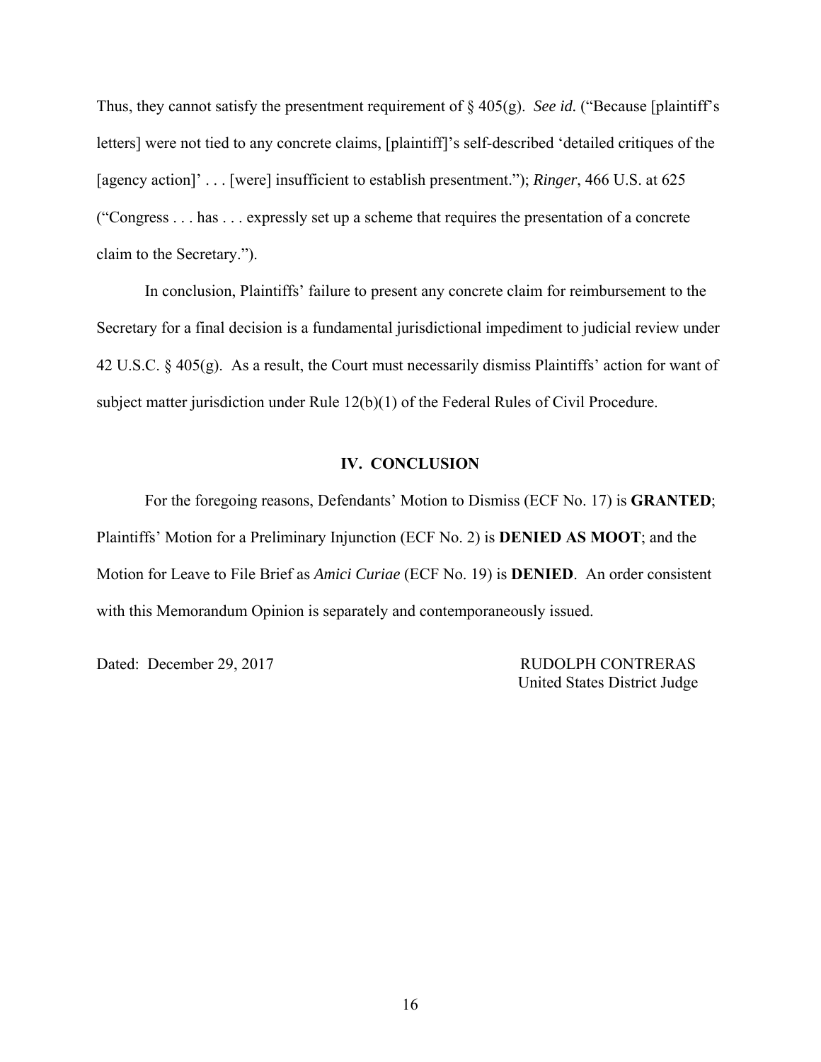Thus, they cannot satisfy the presentment requirement of § 405(g). *See id.* ("Because [plaintiff's letters] were not tied to any concrete claims, [plaintiff]'s self-described 'detailed critiques of the [agency action]' . . . [were] insufficient to establish presentment."); *Ringer*, 466 U.S. at 625 ("Congress . . . has . . . expressly set up a scheme that requires the presentation of a concrete claim to the Secretary.").

In conclusion, Plaintiffs' failure to present any concrete claim for reimbursement to the Secretary for a final decision is a fundamental jurisdictional impediment to judicial review under 42 U.S.C. § 405(g). As a result, the Court must necessarily dismiss Plaintiffs' action for want of subject matter jurisdiction under Rule 12(b)(1) of the Federal Rules of Civil Procedure.

## IV. CONCLUSION

For the foregoing reasons, Defendants' Motion to Dismiss (ECF No. 17) is **GRANTED**; Plaintiffs' Motion for a Preliminary Injunction (ECF No. 2) is **DENIED AS MOOT**; and the Motion for Leave to File Brief as *Amici Curiae* (ECF No. 19) is **DENIED**. An order consistent with this Memorandum Opinion is separately and contemporaneously issued.

Dated: December 29, 2017

RUDOLPH CONTRERAS
United States District Judge